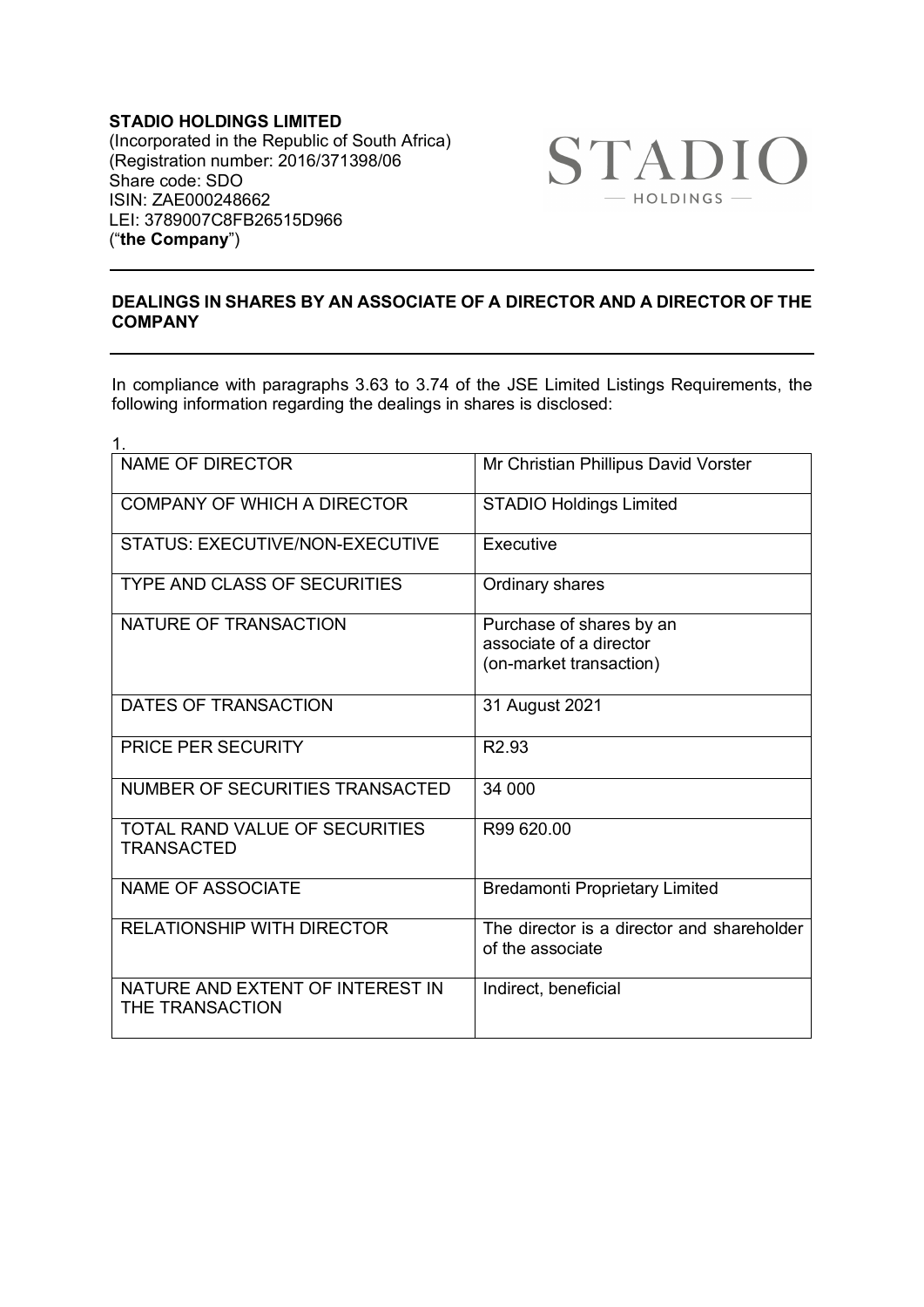**STADIO HOLDINGS LIMITED**
(Incorporated in the Republic of South Africa)
(Registration number: 2016/371398/06
Share code: SDO
ISIN: ZAE000248662
LEI: 3789007C8FB26515D966
("**the Company**")

---

**DEALINGS IN SHARES BY AN ASSOCIATE OF A DIRECTOR AND A DIRECTOR OF THE COMPANY**

---

In compliance with paragraphs 3.63 to 3.74 of the JSE Limited Listings Requirements, the following information regarding the dealings in shares is disclosed:

1.

| | |
|---|---|
| NAME OF DIRECTOR | Mr Christian Phillipus David Vorster |
| COMPANY OF WHICH A DIRECTOR | STADIO Holdings Limited |
| STATUS: EXECUTIVE/NON-EXECUTIVE | Executive |
| TYPE AND CLASS OF SECURITIES | Ordinary shares |
| NATURE OF TRANSACTION | Purchase of shares by an associate of a director (on-market transaction) |
| DATES OF TRANSACTION | 31 August 2021 |
| PRICE PER SECURITY | R2.93 |
| NUMBER OF SECURITIES TRANSACTED | 34 000 |
| TOTAL RAND VALUE OF SECURITIES TRANSACTED | R99 620.00 |
| NAME OF ASSOCIATE | Bredamonti Proprietary Limited |
| RELATIONSHIP WITH DIRECTOR | The director is a director and shareholder of the associate |
| NATURE AND EXTENT OF INTEREST IN THE TRANSACTION | Indirect, beneficial |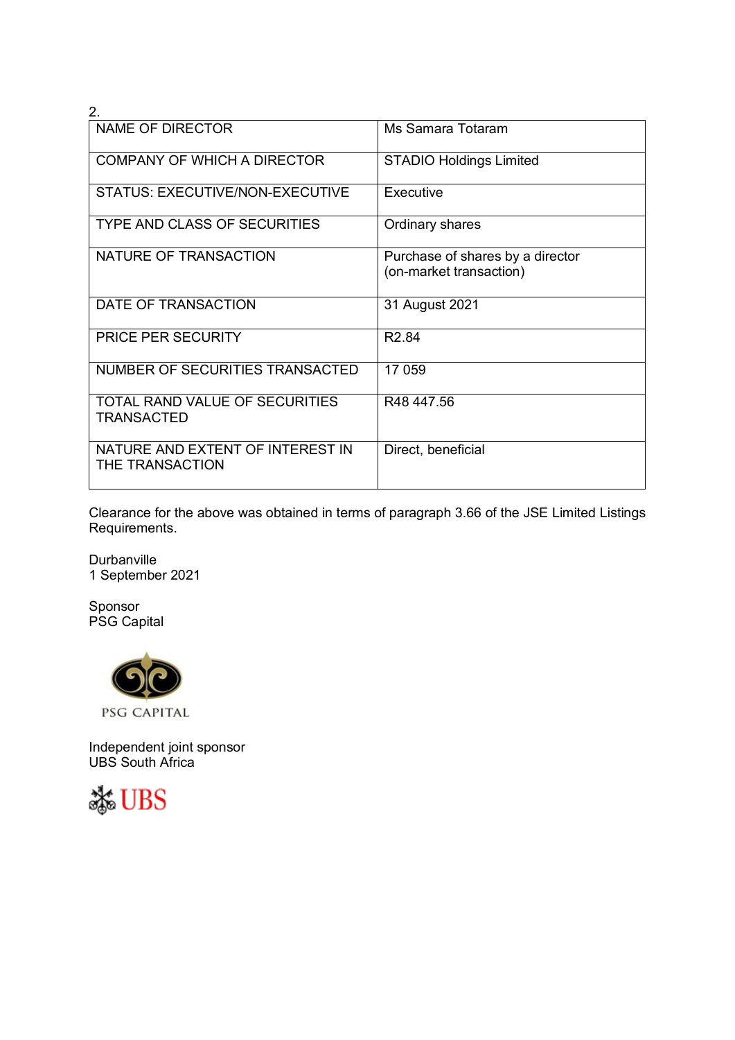2.

| | |
|---|---|
| NAME OF DIRECTOR | Ms Samara Totaram |
| COMPANY OF WHICH A DIRECTOR | STADIO Holdings Limited |
| STATUS: EXECUTIVE/NON-EXECUTIVE | Executive |
| TYPE AND CLASS OF SECURITIES | Ordinary shares |
| NATURE OF TRANSACTION | Purchase of shares by a director (on-market transaction) |
| DATE OF TRANSACTION | 31 August 2021 |
| PRICE PER SECURITY | R2.84 |
| NUMBER OF SECURITIES TRANSACTED | 17 059 |
| TOTAL RAND VALUE OF SECURITIES TRANSACTED | R48 447.56 |
| NATURE AND EXTENT OF INTEREST IN THE TRANSACTION | Direct, beneficial |

Clearance for the above was obtained in terms of paragraph 3.66 of the JSE Limited Listings Requirements.

Durbanville
1 September 2021

Sponsor
PSG Capital

PSG CAPITAL

Independent joint sponsor
UBS South Africa

UBS